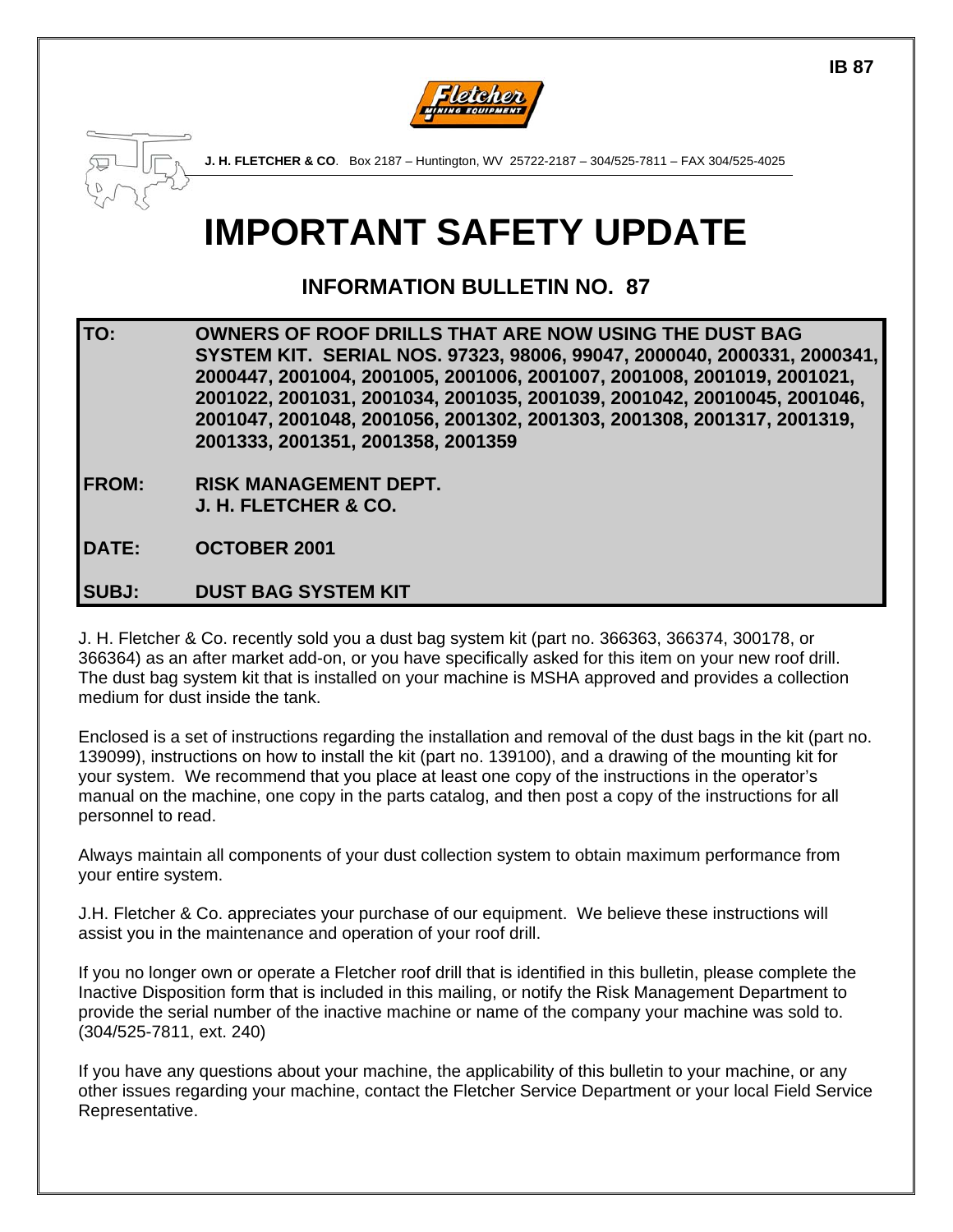IB 87

**J. H. FLETCHER & CO**. Box 2187 – Huntington, WV 25722-2187 – 304/525-7811 – FAX 304/525-4025

# IMPORTANT SAFETY UPDATE

## INFORMATION BULLETIN NO. 87

**TO:** **OWNERS OF ROOF DRILLS THAT ARE NOW USING THE DUST BAG SYSTEM KIT. SERIAL NOS. 97323, 98006, 99047, 2000040, 2000331, 2000341, 2000447, 2001004, 2001005, 2001006, 2001007, 2001008, 2001019, 2001021, 2001022, 2001031, 2001034, 2001035, 2001039, 2001042, 20010045, 2001046, 2001047, 2001048, 2001056, 2001302, 2001303, 2001308, 2001317, 2001319, 2001333, 2001351, 2001358, 2001359**

**FROM:** **RISK MANAGEMENT DEPT.**
**J. H. FLETCHER & CO.**

**DATE:** **OCTOBER 2001**

**SUBJ:** **DUST BAG SYSTEM KIT**

J. H. Fletcher & Co. recently sold you a dust bag system kit (part no. 366363, 366374, 300178, or 366364) as an after market add-on, or you have specifically asked for this item on your new roof drill. The dust bag system kit that is installed on your machine is MSHA approved and provides a collection medium for dust inside the tank.

Enclosed is a set of instructions regarding the installation and removal of the dust bags in the kit (part no. 139099), instructions on how to install the kit (part no. 139100), and a drawing of the mounting kit for your system. We recommend that you place at least one copy of the instructions in the operator's manual on the machine, one copy in the parts catalog, and then post a copy of the instructions for all personnel to read.

Always maintain all components of your dust collection system to obtain maximum performance from your entire system.

J.H. Fletcher & Co. appreciates your purchase of our equipment. We believe these instructions will assist you in the maintenance and operation of your roof drill.

If you no longer own or operate a Fletcher roof drill that is identified in this bulletin, please complete the Inactive Disposition form that is included in this mailing, or notify the Risk Management Department to provide the serial number of the inactive machine or name of the company your machine was sold to. (304/525-7811, ext. 240)

If you have any questions about your machine, the applicability of this bulletin to your machine, or any other issues regarding your machine, contact the Fletcher Service Department or your local Field Service Representative.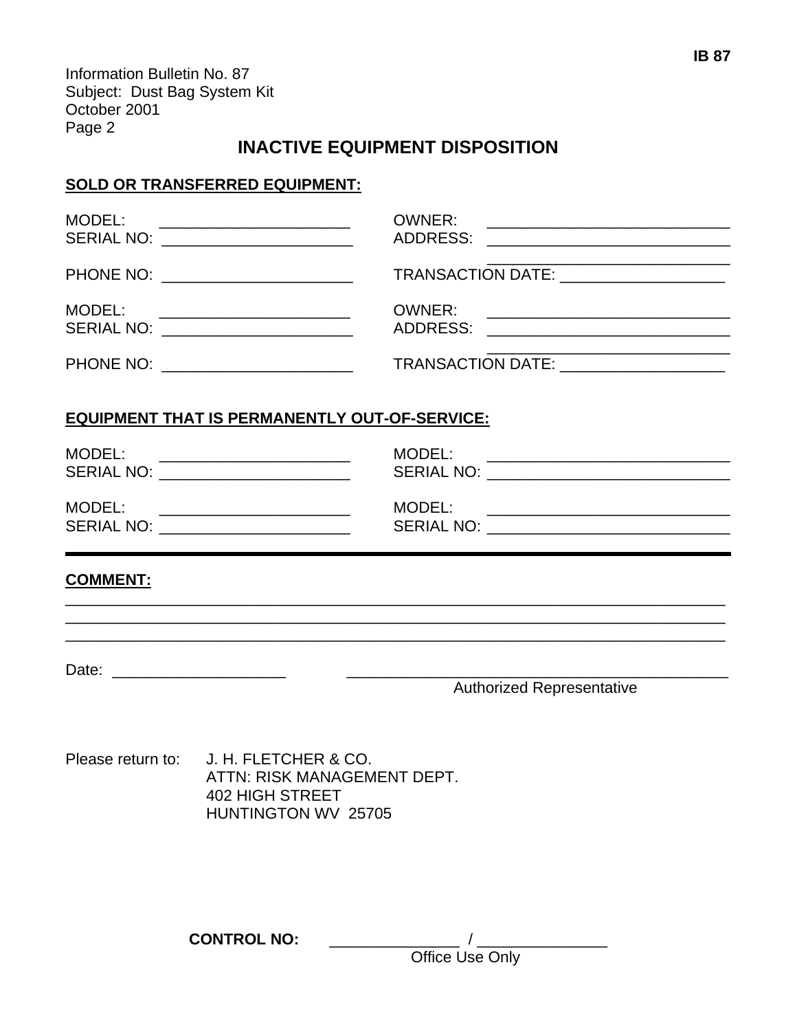Information Bulletin No. 87
Subject: Dust Bag System Kit
October 2001
Page 2

# INACTIVE EQUIPMENT DISPOSITION

## SOLD OR TRANSFERRED EQUIPMENT:

MODEL: ______________________ OWNER: ____________________________
SERIAL NO: ______________________ ADDRESS: ____________________________
____________________________
PHONE NO: ______________________ TRANSACTION DATE: ___________________

MODEL: ______________________ OWNER: ____________________________
SERIAL NO: ______________________ ADDRESS: ____________________________
____________________________
PHONE NO: ______________________ TRANSACTION DATE: ___________________

## EQUIPMENT THAT IS PERMANENTLY OUT-OF-SERVICE:

MODEL: ______________________ MODEL: ____________________________
SERIAL NO: ______________________ SERIAL NO: ____________________________

MODEL: ______________________ MODEL: ____________________________
SERIAL NO: ______________________ SERIAL NO: ____________________________

---

## COMMENT:

______________________________________________________________________________
______________________________________________________________________________
______________________________________________________________________________

Date: ____________________ ____________________________________________
Authorized Representative

Please return to: J. H. FLETCHER & CO.
ATTN: RISK MANAGEMENT DEPT.
402 HIGH STREET
HUNTINGTON WV 25705

**CONTROL NO:** _______________ / _______________
Office Use Only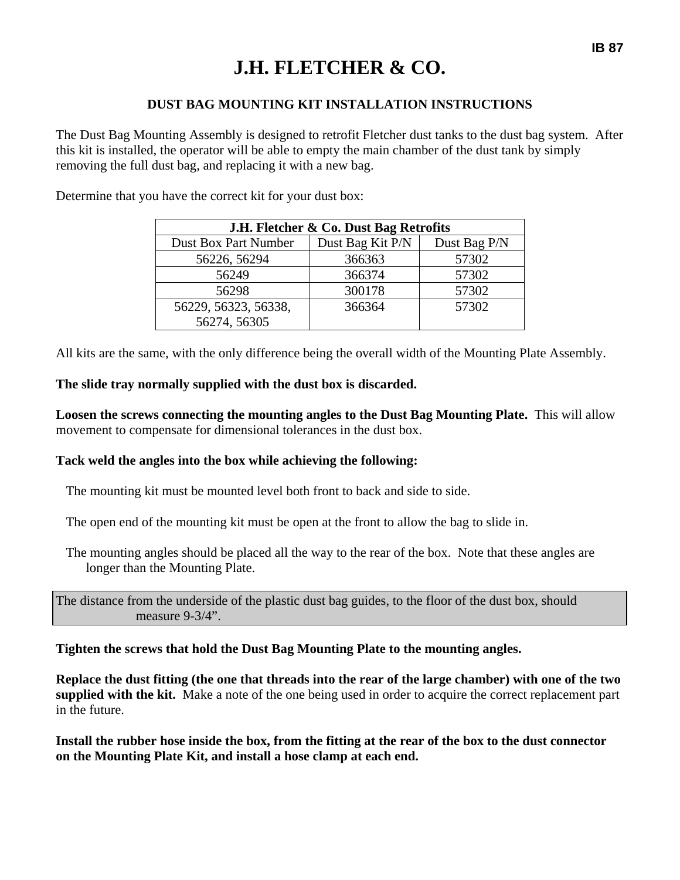# J.H. FLETCHER & CO.

## DUST BAG MOUNTING KIT INSTALLATION INSTRUCTIONS

The Dust Bag Mounting Assembly is designed to retrofit Fletcher dust tanks to the dust bag system. After this kit is installed, the operator will be able to empty the main chamber of the dust tank by simply removing the full dust bag, and replacing it with a new bag.

Determine that you have the correct kit for your dust box:

| J.H. Fletcher & Co. Dust Bag Retrofits | | |
|---|---|---|
| Dust Box Part Number | Dust Bag Kit P/N | Dust Bag P/N |
| 56226, 56294 | 366363 | 57302 |
| 56249 | 366374 | 57302 |
| 56298 | 300178 | 57302 |
| 56229, 56323, 56338, 56274, 56305 | 366364 | 57302 |

All kits are the same, with the only difference being the overall width of the Mounting Plate Assembly.

**The slide tray normally supplied with the dust box is discarded.**

**Loosen the screws connecting the mounting angles to the Dust Bag Mounting Plate.** This will allow movement to compensate for dimensional tolerances in the dust box.

**Tack weld the angles into the box while achieving the following:**

The mounting kit must be mounted level both front to back and side to side.

The open end of the mounting kit must be open at the front to allow the bag to slide in.

The mounting angles should be placed all the way to the rear of the box. Note that these angles are longer than the Mounting Plate.

The distance from the underside of the plastic dust bag guides, to the floor of the dust box, should measure 9-3/4”.

**Tighten the screws that hold the Dust Bag Mounting Plate to the mounting angles.**

**Replace the dust fitting (the one that threads into the rear of the large chamber) with one of the two supplied with the kit.** Make a note of the one being used in order to acquire the correct replacement part in the future.

**Install the rubber hose inside the box, from the fitting at the rear of the box to the dust connector on the Mounting Plate Kit, and install a hose clamp at each end.**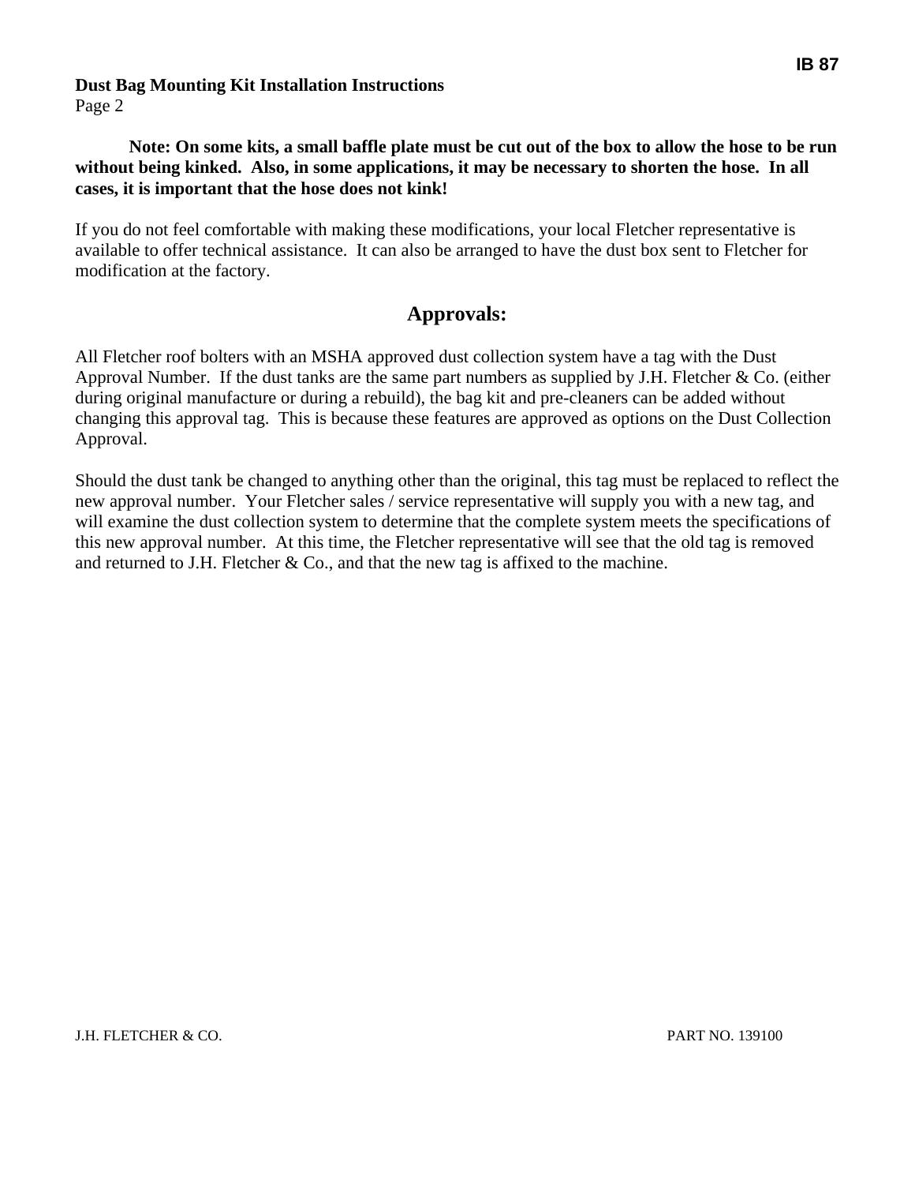**Note: On some kits, a small baffle plate must be cut out of the box to allow the hose to be run without being kinked. Also, in some applications, it may be necessary to shorten the hose. In all cases, it is important that the hose does not kink!**

If you do not feel comfortable with making these modifications, your local Fletcher representative is available to offer technical assistance. It can also be arranged to have the dust box sent to Fletcher for modification at the factory.

## Approvals:

All Fletcher roof bolters with an MSHA approved dust collection system have a tag with the Dust Approval Number. If the dust tanks are the same part numbers as supplied by J.H. Fletcher & Co. (either during original manufacture or during a rebuild), the bag kit and pre-cleaners can be added without changing this approval tag. This is because these features are approved as options on the Dust Collection Approval.

Should the dust tank be changed to anything other than the original, this tag must be replaced to reflect the new approval number. Your Fletcher sales / service representative will supply you with a new tag, and will examine the dust collection system to determine that the complete system meets the specifications of this new approval number. At this time, the Fletcher representative will see that the old tag is removed and returned to J.H. Fletcher & Co., and that the new tag is affixed to the machine.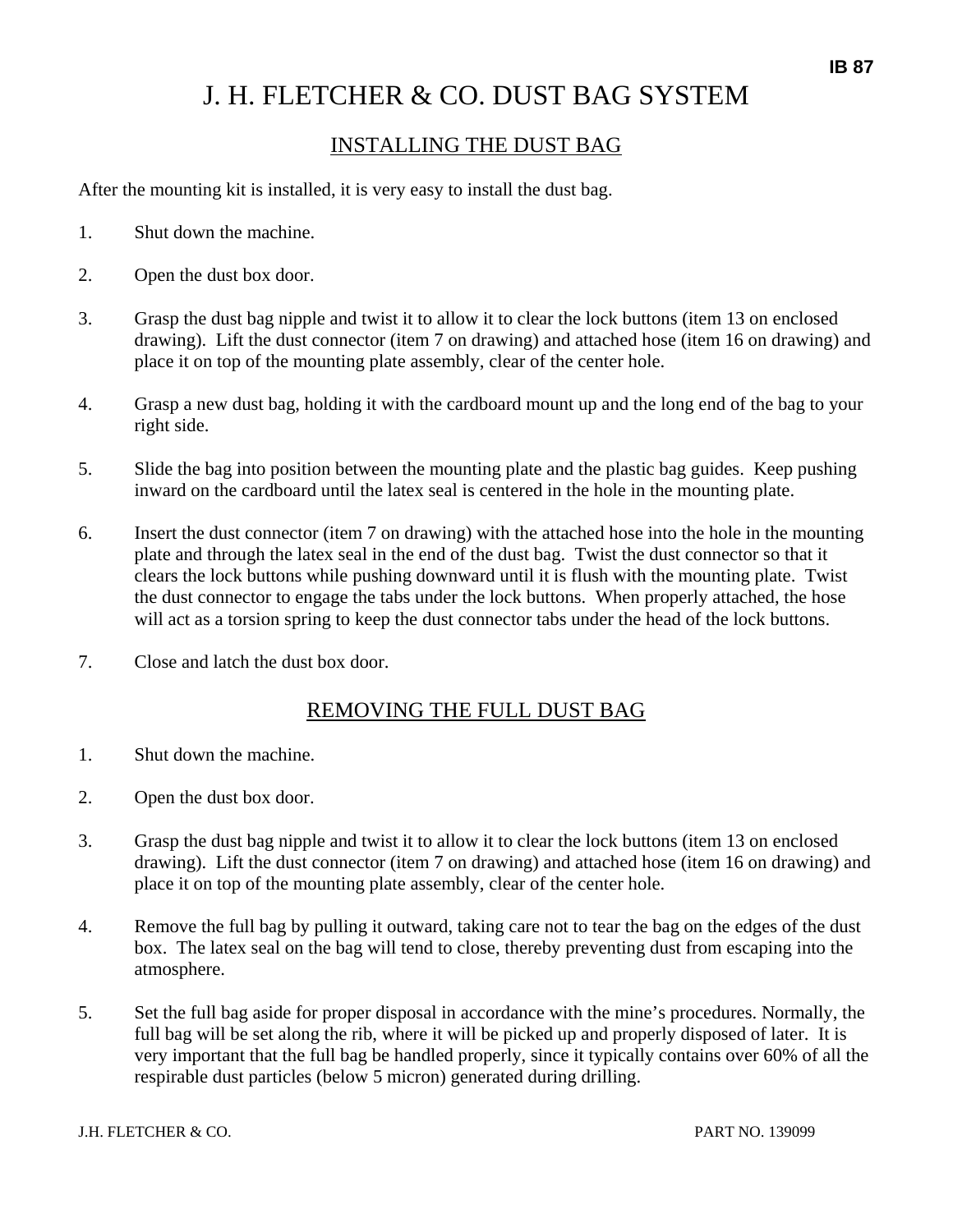IB 87

# J. H. FLETCHER & CO. DUST BAG SYSTEM

## INSTALLING THE DUST BAG

After the mounting kit is installed, it is very easy to install the dust bag.

1. Shut down the machine.

2. Open the dust box door.

3. Grasp the dust bag nipple and twist it to allow it to clear the lock buttons (item 13 on enclosed drawing). Lift the dust connector (item 7 on drawing) and attached hose (item 16 on drawing) and place it on top of the mounting plate assembly, clear of the center hole.

4. Grasp a new dust bag, holding it with the cardboard mount up and the long end of the bag to your right side.

5. Slide the bag into position between the mounting plate and the plastic bag guides. Keep pushing inward on the cardboard until the latex seal is centered in the hole in the mounting plate.

6. Insert the dust connector (item 7 on drawing) with the attached hose into the hole in the mounting plate and through the latex seal in the end of the dust bag. Twist the dust connector so that it clears the lock buttons while pushing downward until it is flush with the mounting plate. Twist the dust connector to engage the tabs under the lock buttons. When properly attached, the hose will act as a torsion spring to keep the dust connector tabs under the head of the lock buttons.

7. Close and latch the dust box door.

## REMOVING THE FULL DUST BAG

1. Shut down the machine.

2. Open the dust box door.

3. Grasp the dust bag nipple and twist it to allow it to clear the lock buttons (item 13 on enclosed drawing). Lift the dust connector (item 7 on drawing) and attached hose (item 16 on drawing) and place it on top of the mounting plate assembly, clear of the center hole.

4. Remove the full bag by pulling it outward, taking care not to tear the bag on the edges of the dust box. The latex seal on the bag will tend to close, thereby preventing dust from escaping into the atmosphere.

5. Set the full bag aside for proper disposal in accordance with the mine's procedures. Normally, the full bag will be set along the rib, where it will be picked up and properly disposed of later. It is very important that the full bag be handled properly, since it typically contains over 60% of all the respirable dust particles (below 5 micron) generated during drilling.

J.H. FLETCHER & CO. PART NO. 139099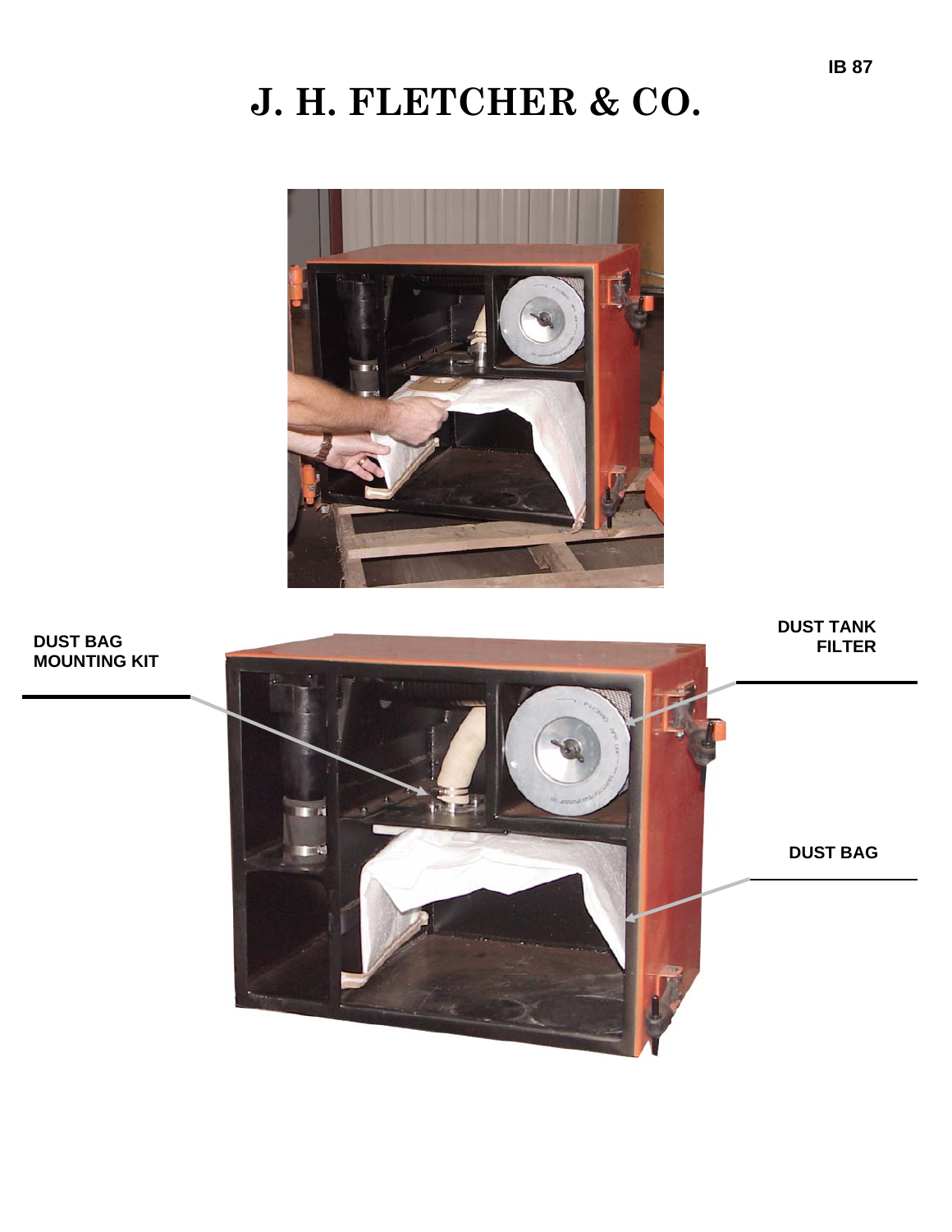# J. H. FLETCHER & CO.

DUST BAG MOUNTING KIT

DUST TANK FILTER

DUST BAG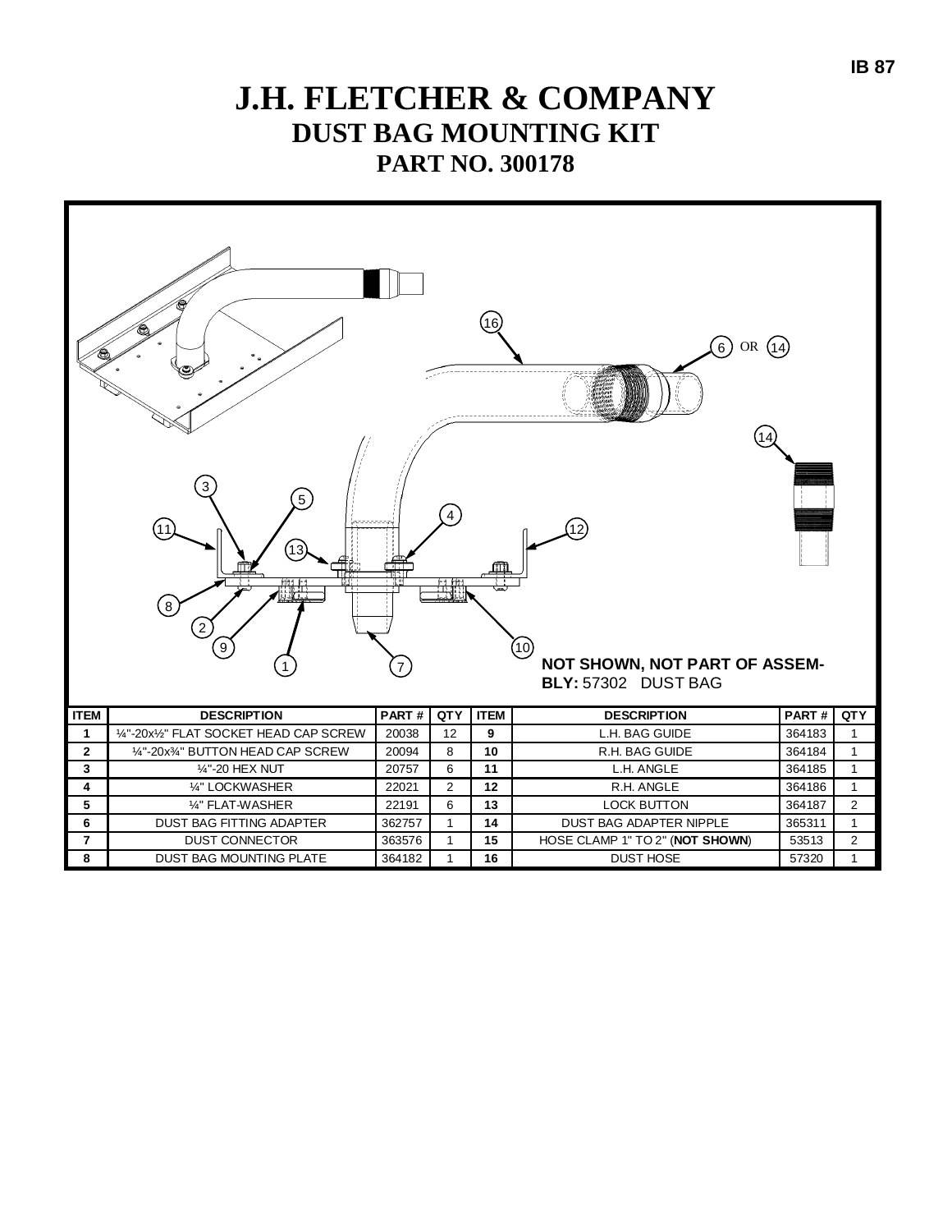# J.H. FLETCHER & COMPANY

## DUST BAG MOUNTING KIT

## PART NO. 300178

**NOT SHOWN, NOT PART OF ASSEMBLY:** 57302 DUST BAG

| ITEM | DESCRIPTION | PART # | QTY | ITEM | DESCRIPTION | PART # | QTY |
|---|---|---|---|---|---|---|---|
| **1** | ¼"-20x½" FLAT SOCKET HEAD CAP SCREW | 20038 | 12 | **9** | L.H. BAG GUIDE | 364183 | 1 |
| **2** | ¼"-20x¾" BUTTON HEAD CAP SCREW | 20094 | 8 | **10** | R.H. BAG GUIDE | 364184 | 1 |
| **3** | ¼"-20 HEX NUT | 20757 | 6 | **11** | L.H. ANGLE | 364185 | 1 |
| **4** | ¼" LOCKWASHER | 22021 | 2 | **12** | R.H. ANGLE | 364186 | 1 |
| **5** | ¼" FLAT-WASHER | 22191 | 6 | **13** | LOCK BUTTON | 364187 | 2 |
| **6** | DUST BAG FITTING ADAPTER | 362757 | 1 | **14** | DUST BAG ADAPTER NIPPLE | 365311 | 1 |
| **7** | DUST CONNECTOR | 363576 | 1 | **15** | HOSE CLAMP 1" TO 2" (**NOT SHOWN**) | 53513 | 2 |
| **8** | DUST BAG MOUNTING PLATE | 364182 | 1 | **16** | DUST HOSE | 57320 | 1 |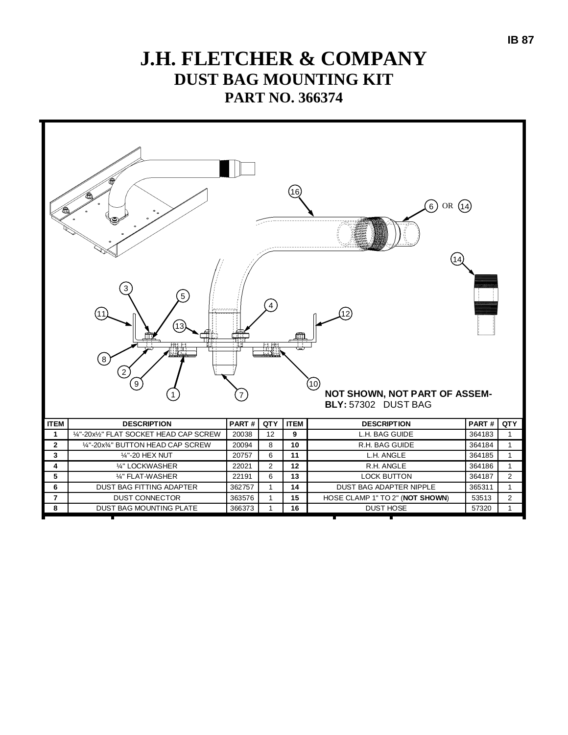# J.H. FLETCHER & COMPANY

## DUST BAG MOUNTING KIT

## PART NO. 366374

**NOT SHOWN, NOT PART OF ASSEMBLY:** 57302 DUST BAG

| ITEM | DESCRIPTION | PART # | QTY | ITEM | DESCRIPTION | PART # | QTY |
|---|---|---|---|---|---|---|---|
| **1** | ¼"-20x½" FLAT SOCKET HEAD CAP SCREW | 20038 | 12 | **9** | L.H. BAG GUIDE | 364183 | 1 |
| **2** | ¼"-20x¾" BUTTON HEAD CAP SCREW | 20094 | 8 | **10** | R.H. BAG GUIDE | 364184 | 1 |
| **3** | ¼"-20 HEX NUT | 20757 | 6 | **11** | L.H. ANGLE | 364185 | 1 |
| **4** | ¼" LOCKWASHER | 22021 | 2 | **12** | R.H. ANGLE | 364186 | 1 |
| **5** | ¼" FLAT-WASHER | 22191 | 6 | **13** | LOCK BUTTON | 364187 | 2 |
| **6** | DUST BAG FITTING ADAPTER | 362757 | 1 | **14** | DUST BAG ADAPTER NIPPLE | 365311 | 1 |
| **7** | DUST CONNECTOR | 363576 | 1 | **15** | HOSE CLAMP 1" TO 2" (**NOT SHOWN**) | 53513 | 2 |
| **8** | DUST BAG MOUNTING PLATE | 366373 | 1 | **16** | DUST HOSE | 57320 | 1 |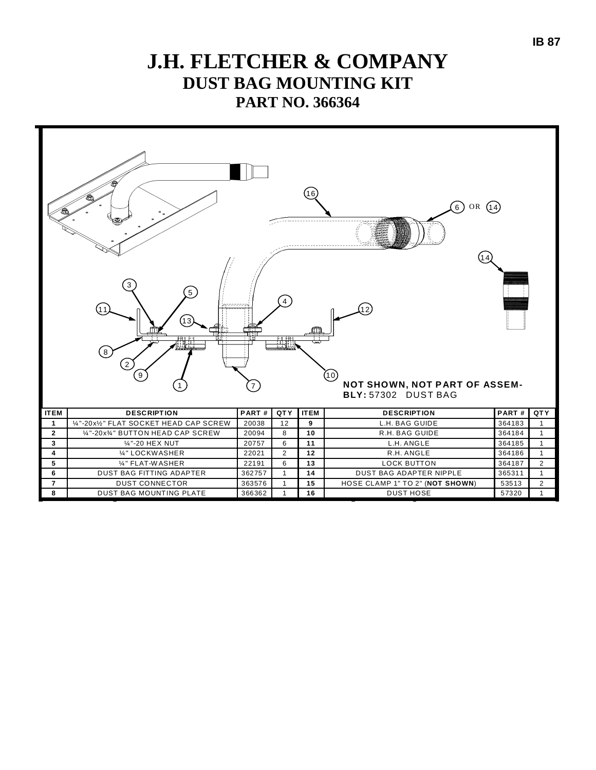# J.H. FLETCHER & COMPANY

## DUST BAG MOUNTING KIT

## PART NO. 366364

**NOT SHOWN, NOT PART OF ASSEMBLY:** 57302 DUST BAG

| ITEM | DESCRIPTION | PART # | QTY | ITEM | DESCRIPTION | PART # | QTY |
|---|---|---|---|---|---|---|---|
| 1 | ¼"-20x½" FLAT SOCKET HEAD CAP SCREW | 20038 | 12 | 9 | L.H. BAG GUIDE | 364183 | 1 |
| 2 | ¼"-20x¾" BUTTON HEAD CAP SCREW | 20094 | 8 | 10 | R.H. BAG GUIDE | 364184 | 1 |
| 3 | ¼"-20 HEX NUT | 20757 | 6 | 11 | L.H. ANGLE | 364185 | 1 |
| 4 | ¼" LOCKWASHER | 22021 | 2 | 12 | R.H. ANGLE | 364186 | 1 |
| 5 | ¼" FLAT-WASHER | 22191 | 6 | 13 | LOCK BUTTON | 364187 | 2 |
| 6 | DUST BAG FITTING ADAPTER | 362757 | 1 | 14 | DUST BAG ADAPTER NIPPLE | 365311 | 1 |
| 7 | DUST CONNECTOR | 363576 | 1 | 15 | HOSE CLAMP 1" TO 2" (**NOT SHOWN**) | 53513 | 2 |
| 8 | DUST BAG MOUNTING PLATE | 366362 | 1 | 16 | DUST HOSE | 57320 | 1 |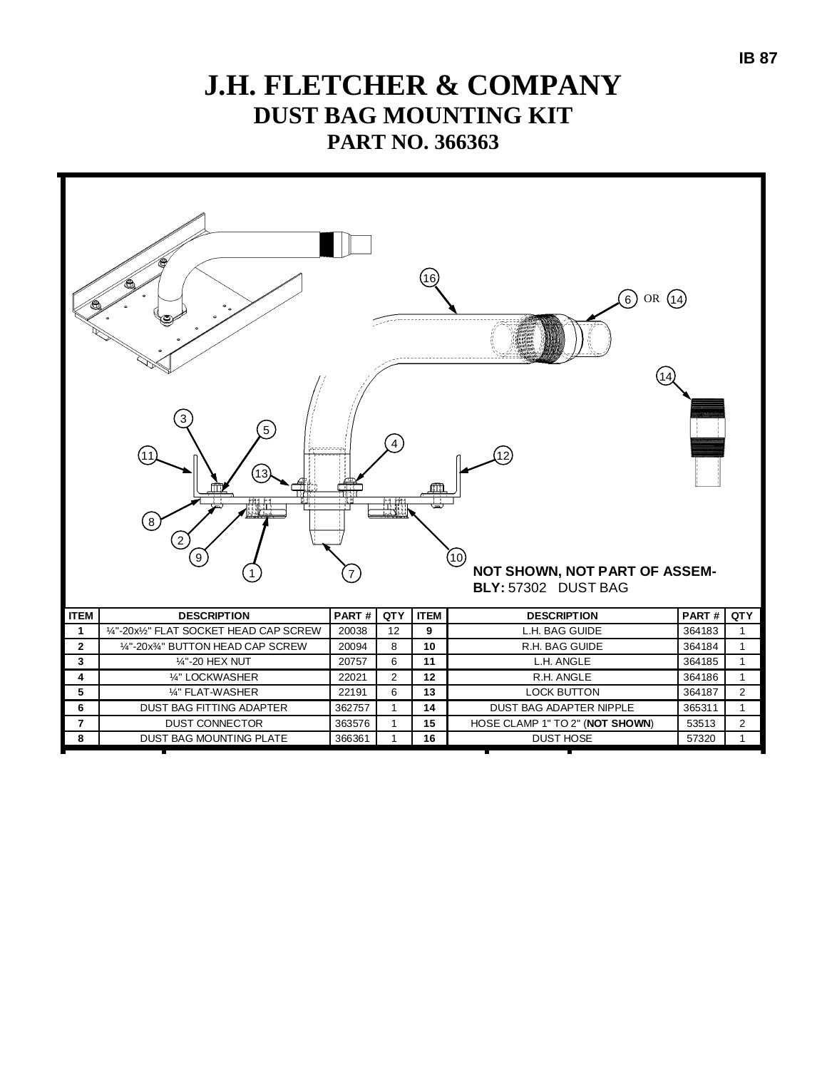# J.H. FLETCHER & COMPANY

## DUST BAG MOUNTING KIT

## PART NO. 366363

16

6 OR 14

14

3

5

4

11

12

13

8

2

9

10

1

7

**NOT SHOWN, NOT PART OF ASSEMBLY:** 57302 DUST BAG

| ITEM | DESCRIPTION | PART # | QTY | ITEM | DESCRIPTION | PART # | QTY |
|---|---|---|---|---|---|---|---|
| **1** | ¼"-20x½" FLAT SOCKET HEAD CAP SCREW | 20038 | 12 | **9** | L.H. BAG GUIDE | 364183 | 1 |
| **2** | ¼"-20x¾" BUTTON HEAD CAP SCREW | 20094 | 8 | **10** | R.H. BAG GUIDE | 364184 | 1 |
| **3** | ¼"-20 HEX NUT | 20757 | 6 | **11** | L.H. ANGLE | 364185 | 1 |
| **4** | ¼" LOCKWASHER | 22021 | 2 | **12** | R.H. ANGLE | 364186 | 1 |
| **5** | ¼" FLAT-WASHER | 22191 | 6 | **13** | LOCK BUTTON | 364187 | 2 |
| **6** | DUST BAG FITTING ADAPTER | 362757 | 1 | **14** | DUST BAG ADAPTER NIPPLE | 365311 | 1 |
| **7** | DUST CONNECTOR | 363576 | 1 | **15** | HOSE CLAMP 1" TO 2" (**NOT SHOWN**) | 53513 | 2 |
| **8** | DUST BAG MOUNTING PLATE | 366361 | 1 | **16** | DUST HOSE | 57320 | 1 |